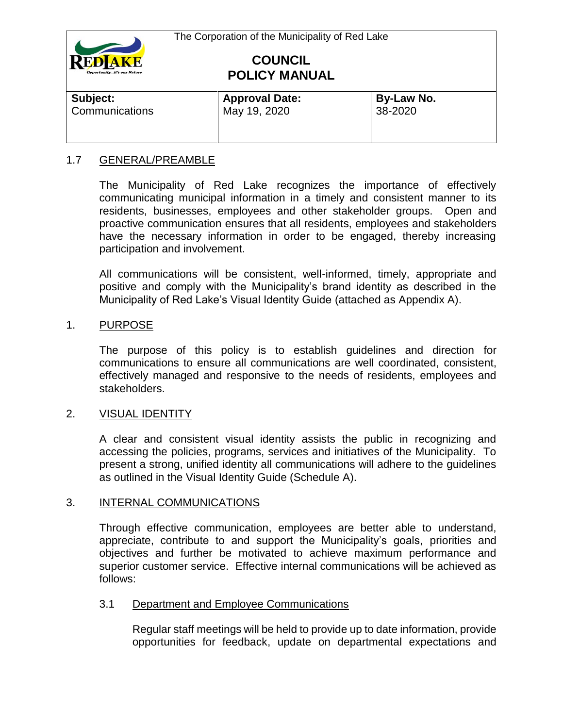The Corporation of the Municipality of Red Lake

# COUNCIL POLICY MANUAL

| **Subject:** Communications | **Approval Date:** May 19, 2020 | **By-Law No.** 38-2020 |
|---|---|---|

## 1.7 GENERAL/PREAMBLE

The Municipality of Red Lake recognizes the importance of effectively communicating municipal information in a timely and consistent manner to its residents, businesses, employees and other stakeholder groups. Open and proactive communication ensures that all residents, employees and stakeholders have the necessary information in order to be engaged, thereby increasing participation and involvement.

All communications will be consistent, well-informed, timely, appropriate and positive and comply with the Municipality's brand identity as described in the Municipality of Red Lake's Visual Identity Guide (attached as Appendix A).

## 1. PURPOSE

The purpose of this policy is to establish guidelines and direction for communications to ensure all communications are well coordinated, consistent, effectively managed and responsive to the needs of residents, employees and stakeholders.

## 2. VISUAL IDENTITY

A clear and consistent visual identity assists the public in recognizing and accessing the policies, programs, services and initiatives of the Municipality. To present a strong, unified identity all communications will adhere to the guidelines as outlined in the Visual Identity Guide (Schedule A).

## 3. INTERNAL COMMUNICATIONS

Through effective communication, employees are better able to understand, appreciate, contribute to and support the Municipality's goals, priorities and objectives and further be motivated to achieve maximum performance and superior customer service. Effective internal communications will be achieved as follows:

### 3.1 Department and Employee Communications

Regular staff meetings will be held to provide up to date information, provide opportunities for feedback, update on departmental expectations and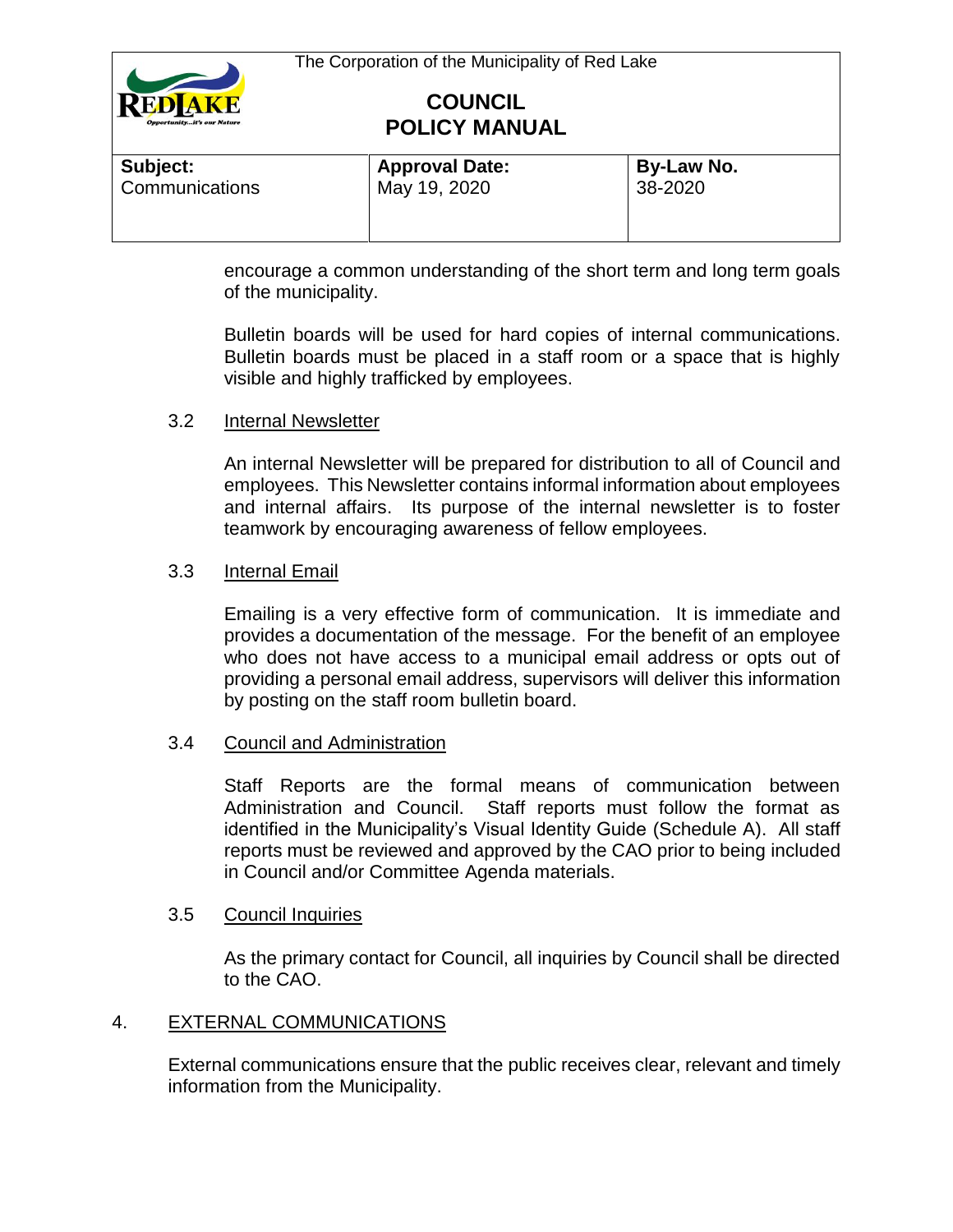encourage a common understanding of the short term and long term goals of the municipality.

Bulletin boards will be used for hard copies of internal communications. Bulletin boards must be placed in a staff room or a space that is highly visible and highly trafficked by employees.

3.2 Internal Newsletter

An internal Newsletter will be prepared for distribution to all of Council and employees. This Newsletter contains informal information about employees and internal affairs. Its purpose of the internal newsletter is to foster teamwork by encouraging awareness of fellow employees.

3.3 Internal Email

Emailing is a very effective form of communication. It is immediate and provides a documentation of the message. For the benefit of an employee who does not have access to a municipal email address or opts out of providing a personal email address, supervisors will deliver this information by posting on the staff room bulletin board.

3.4 Council and Administration

Staff Reports are the formal means of communication between Administration and Council. Staff reports must follow the format as identified in the Municipality's Visual Identity Guide (Schedule A). All staff reports must be reviewed and approved by the CAO prior to being included in Council and/or Committee Agenda materials.

3.5 Council Inquiries

As the primary contact for Council, all inquiries by Council shall be directed to the CAO.

4. EXTERNAL COMMUNICATIONS

External communications ensure that the public receives clear, relevant and timely information from the Municipality.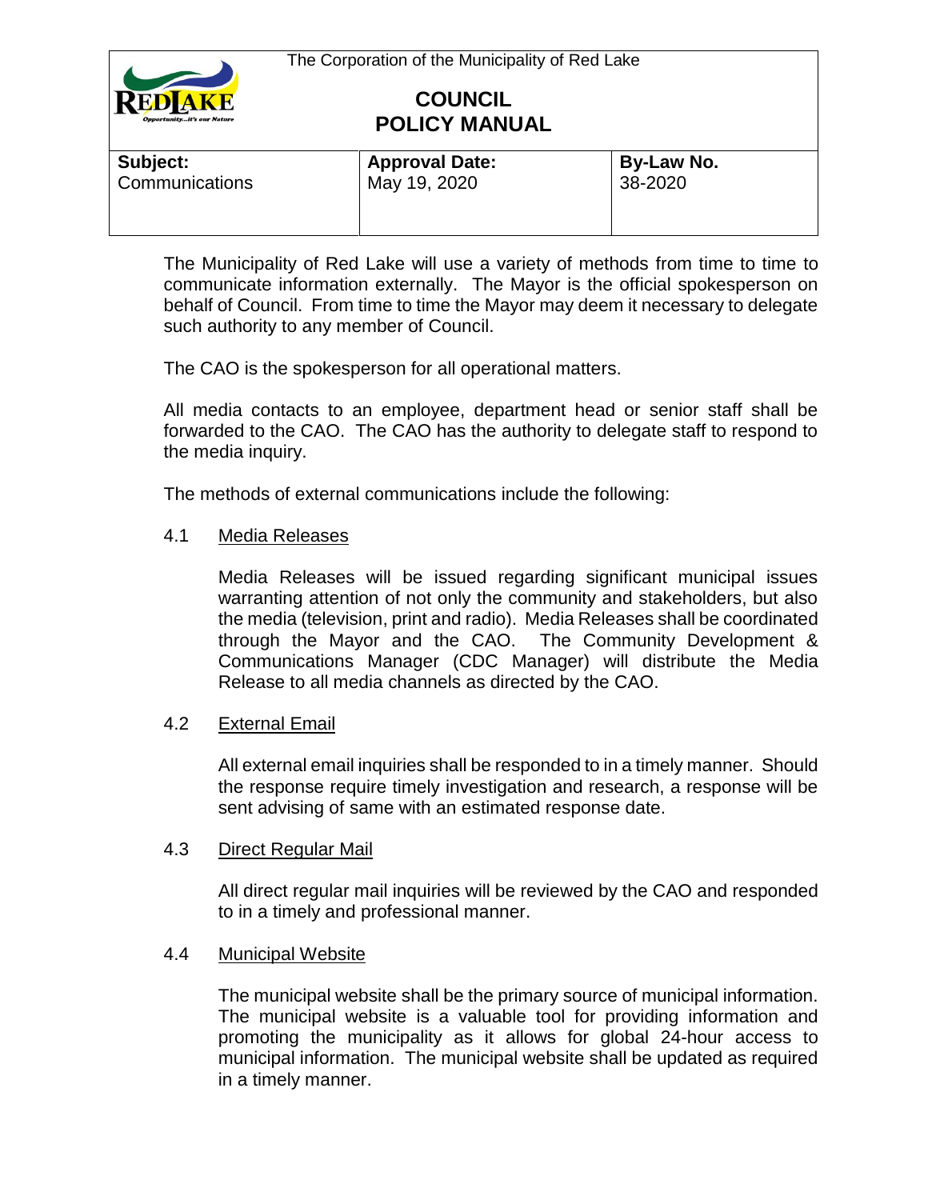The Corporation of the Municipality of Red Lake

**COUNCIL**
**POLICY MANUAL**

| Subject: | Approval Date: | By-Law No. |
|---|---|---|
| Communications | May 19, 2020 | 38-2020 |

The Municipality of Red Lake will use a variety of methods from time to time to communicate information externally. The Mayor is the official spokesperson on behalf of Council. From time to time the Mayor may deem it necessary to delegate such authority to any member of Council.

The CAO is the spokesperson for all operational matters.

All media contacts to an employee, department head or senior staff shall be forwarded to the CAO. The CAO has the authority to delegate staff to respond to the media inquiry.

The methods of external communications include the following:

4.1 Media Releases

Media Releases will be issued regarding significant municipal issues warranting attention of not only the community and stakeholders, but also the media (television, print and radio). Media Releases shall be coordinated through the Mayor and the CAO. The Community Development & Communications Manager (CDC Manager) will distribute the Media Release to all media channels as directed by the CAO.

4.2 External Email

All external email inquiries shall be responded to in a timely manner. Should the response require timely investigation and research, a response will be sent advising of same with an estimated response date.

4.3 Direct Regular Mail

All direct regular mail inquiries will be reviewed by the CAO and responded to in a timely and professional manner.

4.4 Municipal Website

The municipal website shall be the primary source of municipal information. The municipal website is a valuable tool for providing information and promoting the municipality as it allows for global 24-hour access to municipal information. The municipal website shall be updated as required in a timely manner.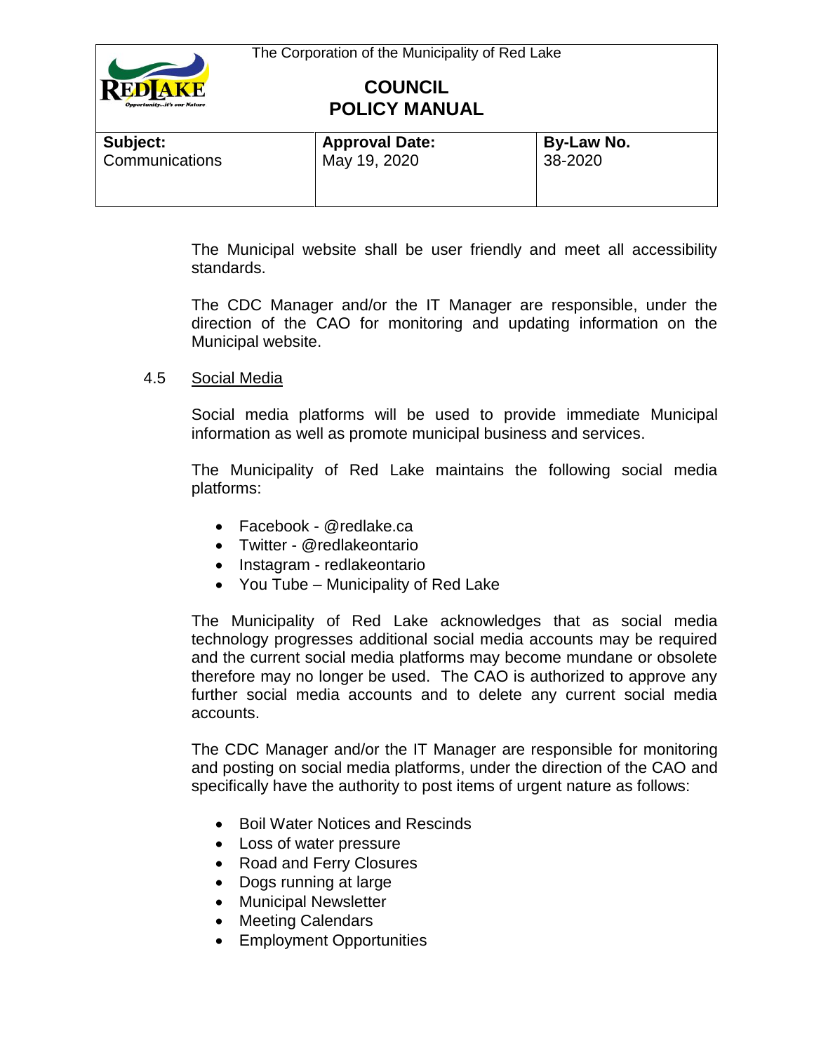The Municipal website shall be user friendly and meet all accessibility standards.

The CDC Manager and/or the IT Manager are responsible, under the direction of the CAO for monitoring and updating information on the Municipal website.

4.5 Social Media

Social media platforms will be used to provide immediate Municipal information as well as promote municipal business and services.

The Municipality of Red Lake maintains the following social media platforms:

- Facebook - @redlake.ca
- Twitter - @redlakeontario
- Instagram - redlakeontario
- You Tube – Municipality of Red Lake

The Municipality of Red Lake acknowledges that as social media technology progresses additional social media accounts may be required and the current social media platforms may become mundane or obsolete therefore may no longer be used. The CAO is authorized to approve any further social media accounts and to delete any current social media accounts.

The CDC Manager and/or the IT Manager are responsible for monitoring and posting on social media platforms, under the direction of the CAO and specifically have the authority to post items of urgent nature as follows:

- Boil Water Notices and Rescinds
- Loss of water pressure
- Road and Ferry Closures
- Dogs running at large
- Municipal Newsletter
- Meeting Calendars
- Employment Opportunities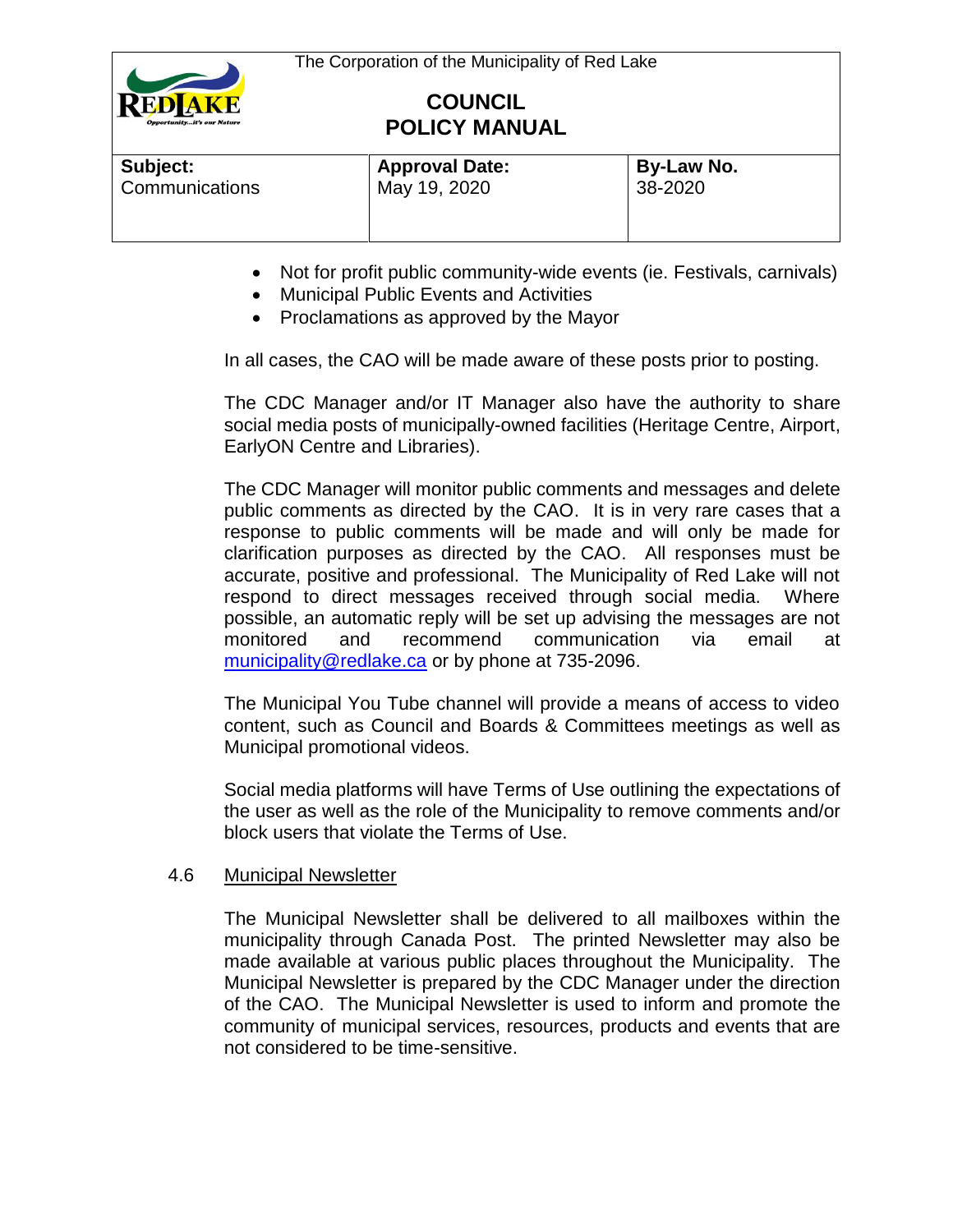- Not for profit public community-wide events (ie. Festivals, carnivals)
- Municipal Public Events and Activities
- Proclamations as approved by the Mayor

In all cases, the CAO will be made aware of these posts prior to posting.

The CDC Manager and/or IT Manager also have the authority to share social media posts of municipally-owned facilities (Heritage Centre, Airport, EarlyON Centre and Libraries).

The CDC Manager will monitor public comments and messages and delete public comments as directed by the CAO. It is in very rare cases that a response to public comments will be made and will only be made for clarification purposes as directed by the CAO. All responses must be accurate, positive and professional. The Municipality of Red Lake will not respond to direct messages received through social media. Where possible, an automatic reply will be set up advising the messages are not monitored and recommend communication via email at municipality@redlake.ca or by phone at 735-2096.

The Municipal You Tube channel will provide a means of access to video content, such as Council and Boards & Committees meetings as well as Municipal promotional videos.

Social media platforms will have Terms of Use outlining the expectations of the user as well as the role of the Municipality to remove comments and/or block users that violate the Terms of Use.

### 4.6 Municipal Newsletter

The Municipal Newsletter shall be delivered to all mailboxes within the municipality through Canada Post. The printed Newsletter may also be made available at various public places throughout the Municipality. The Municipal Newsletter is prepared by the CDC Manager under the direction of the CAO. The Municipal Newsletter is used to inform and promote the community of municipal services, resources, products and events that are not considered to be time-sensitive.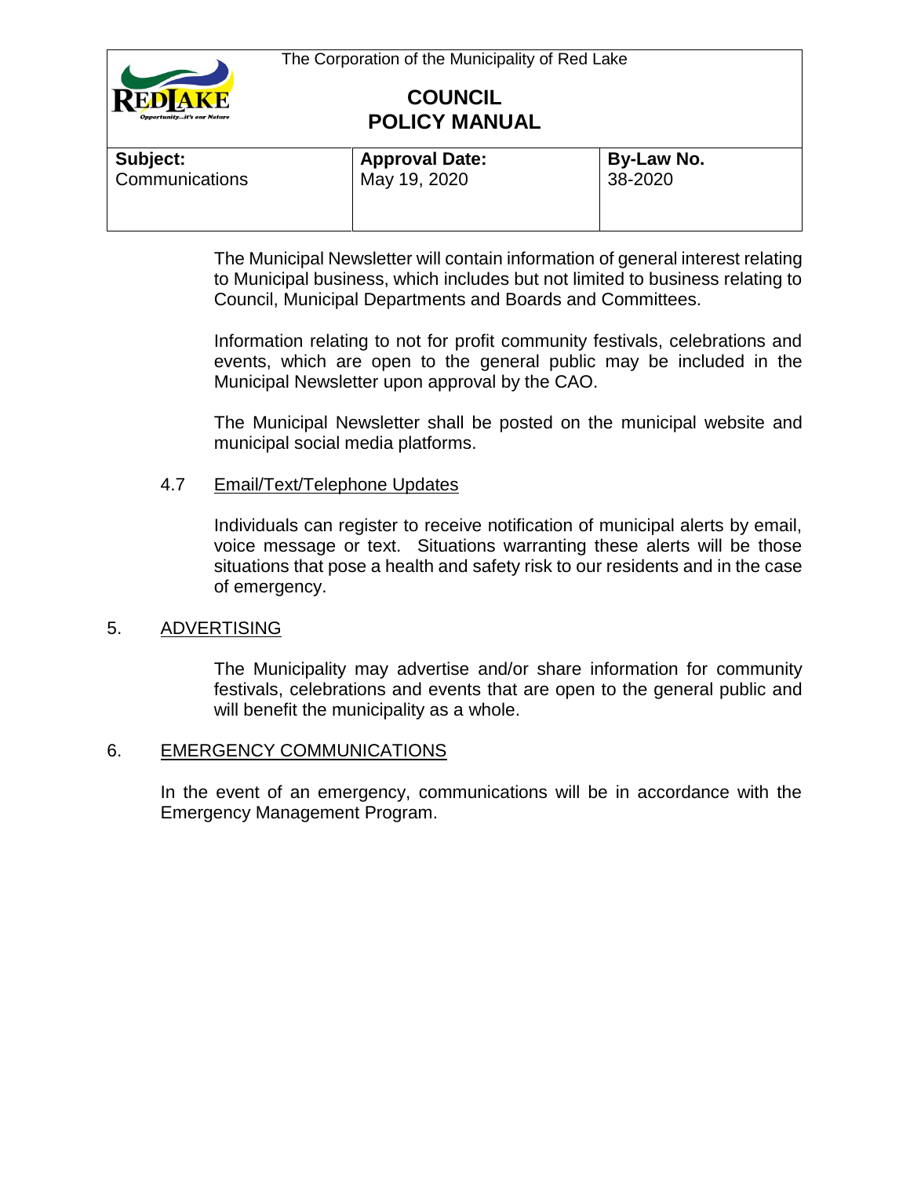The Municipal Newsletter will contain information of general interest relating to Municipal business, which includes but not limited to business relating to Council, Municipal Departments and Boards and Committees.

Information relating to not for profit community festivals, celebrations and events, which are open to the general public may be included in the Municipal Newsletter upon approval by the CAO.

The Municipal Newsletter shall be posted on the municipal website and municipal social media platforms.

### 4.7 Email/Text/Telephone Updates

Individuals can register to receive notification of municipal alerts by email, voice message or text. Situations warranting these alerts will be those situations that pose a health and safety risk to our residents and in the case of emergency.

## 5. ADVERTISING

The Municipality may advertise and/or share information for community festivals, celebrations and events that are open to the general public and will benefit the municipality as a whole.

## 6. EMERGENCY COMMUNICATIONS

In the event of an emergency, communications will be in accordance with the Emergency Management Program.